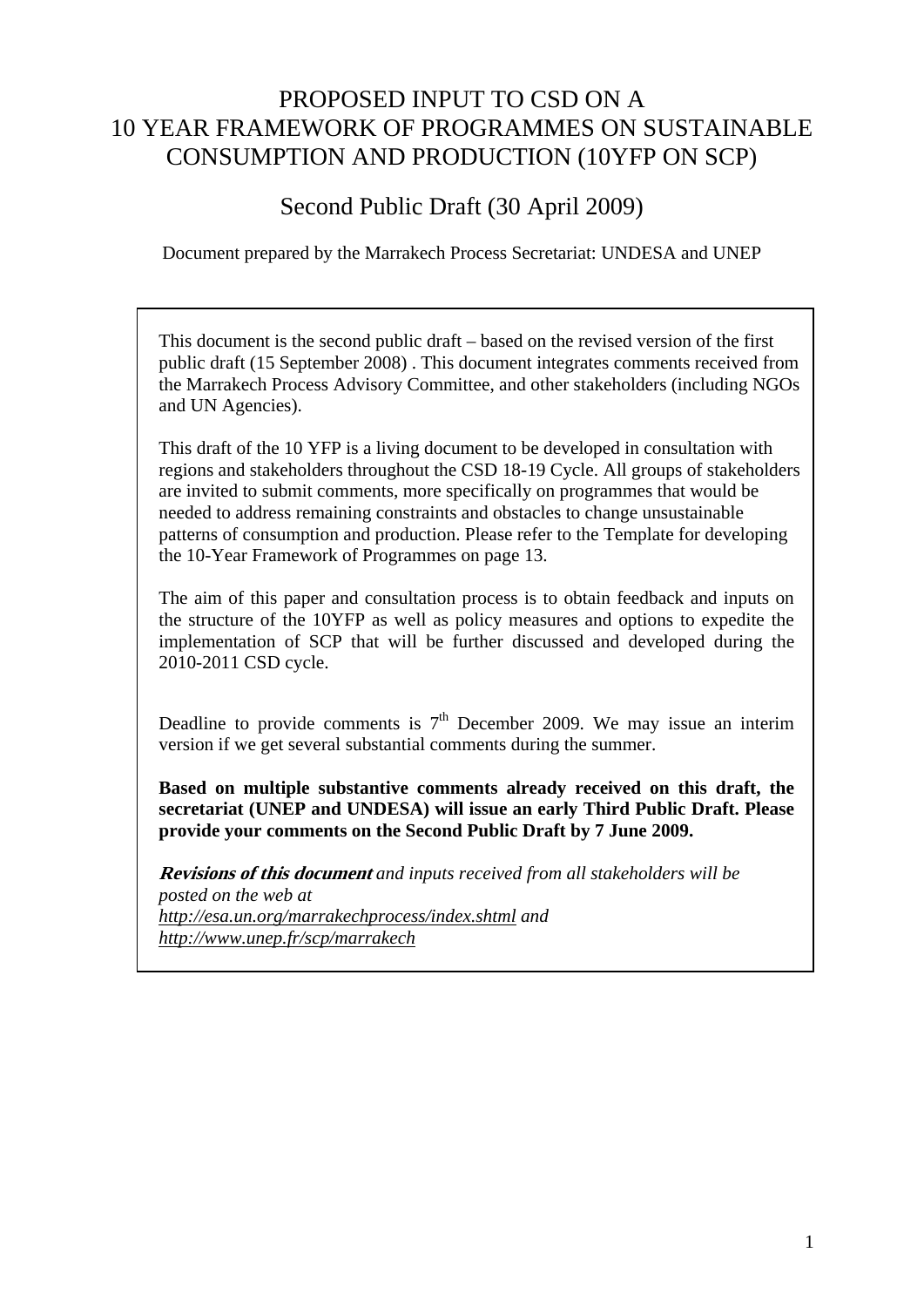# PROPOSED INPUT TO CSD ON A 10 YEAR FRAMEWORK OF PROGRAMMES ON SUSTAINABLE CONSUMPTION AND PRODUCTION (10YFP ON SCP)

## Second Public Draft (30 April 2009)

Document prepared by the Marrakech Process Secretariat: UNDESA and UNEP

This document is the second public draft – based on the revised version of the first public draft (15 September 2008) . This document integrates comments received from the Marrakech Process Advisory Committee, and other stakeholders (including NGOs and UN Agencies).

This draft of the 10 YFP is a living document to be developed in consultation with regions and stakeholders throughout the CSD 18-19 Cycle. All groups of stakeholders are invited to submit comments, more specifically on programmes that would be needed to address remaining constraints and obstacles to change unsustainable patterns of consumption and production. Please refer to the Template for developing the 10-Year Framework of Programmes on page 13.

The aim of this paper and consultation process is to obtain feedback and inputs on the structure of the 10YFP as well as policy measures and options to expedite the implementation of SCP that will be further discussed and developed during the 2010-2011 CSD cycle.

Deadline to provide comments is 7th December 2009. We may issue an interim version if we get several substantial comments during the summer.

**Based on multiple substantive comments already received on this draft, the secretariat (UNEP and UNDESA) will issue an early Third Public Draft. Please provide your comments on the Second Public Draft by 7 June 2009.**

***Revisions of this document*** *and inputs received from all stakeholders will be posted on the web at* *http://esa.un.org/marrakechprocess/index.shtml* *and* *http://www.unep.fr/scp/marrakech*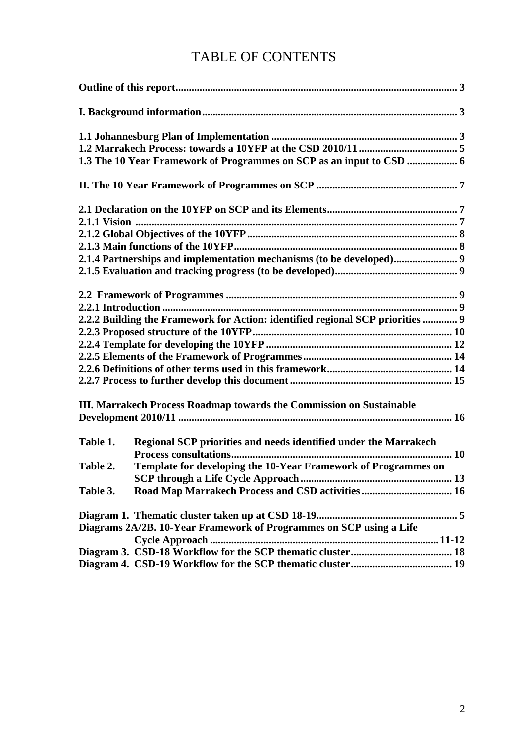# TABLE OF CONTENTS

**Outline of this report** ... **3**

**I. Background information** ... **3**

**1.1 Johannesburg Plan of Implementation** ... **3**
**1.2 Marrakech Process: towards a 10YFP at the CSD 2010/11** ... **5**
**1.3 The 10 Year Framework of Programmes on SCP as an input to CSD** ... **6**

**II. The 10 Year Framework of Programmes on SCP** ... **7**

**2.1 Declaration on the 10YFP on SCP and its Elements** ... **7**
**2.1.1 Vision** ... **7**
**2.1.2 Global Objectives of the 10YFP** ... **8**
**2.1.3 Main functions of the 10YFP** ... **8**
**2.1.4 Partnerships and implementation mechanisms (to be developed)** ... **9**
**2.1.5 Evaluation and tracking progress (to be developed)** ... **9**

**2.2 Framework of Programmes** ... **9**
**2.2.1 Introduction** ... **9**
**2.2.2 Building the Framework for Action: identified regional SCP priorities** ... **9**
**2.2.3 Proposed structure of the 10YFP** ... **10**
**2.2.4 Template for developing the 10YFP** ... **12**
**2.2.5 Elements of the Framework of Programmes** ... **14**
**2.2.6 Definitions of other terms used in this framework** ... **14**
**2.2.7 Process to further develop this document** ... **15**

**III. Marrakech Process Roadmap towards the Commission on Sustainable Development 2010/11** ... **16**

**Table 1. Regional SCP priorities and needs identified under the Marrakech Process consultations** ... **10**
**Table 2. Template for developing the 10-Year Framework of Programmes on SCP through a Life Cycle Approach** ... **13**
**Table 3. Road Map Marrakech Process and CSD activities** ... **16**

**Diagram 1. Thematic cluster taken up at CSD 18-19** ... **5**
**Diagrams 2A/2B. 10-Year Framework of Programmes on SCP using a Life Cycle Approach** ... **11-12**
**Diagram 3. CSD-18 Workflow for the SCP thematic cluster** ... **18**
**Diagram 4. CSD-19 Workflow for the SCP thematic cluster** ... **19**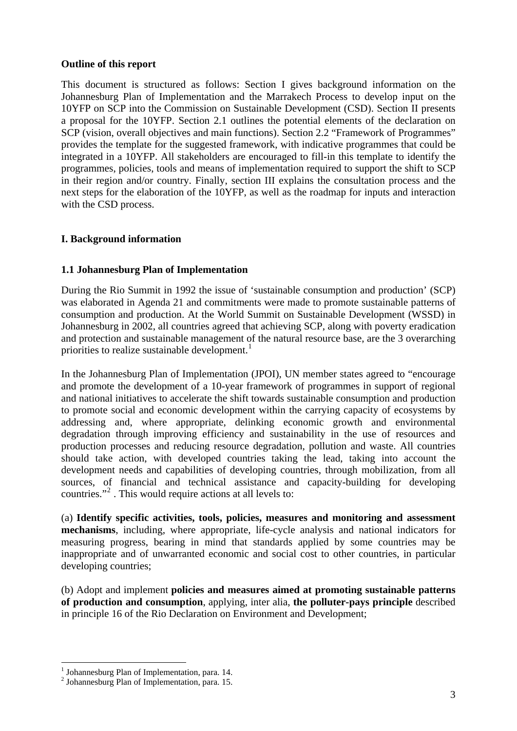**Outline of this report**

This document is structured as follows: Section I gives background information on the Johannesburg Plan of Implementation and the Marrakech Process to develop input on the 10YFP on SCP into the Commission on Sustainable Development (CSD). Section II presents a proposal for the 10YFP. Section 2.1 outlines the potential elements of the declaration on SCP (vision, overall objectives and main functions). Section 2.2 "Framework of Programmes" provides the template for the suggested framework, with indicative programmes that could be integrated in a 10YFP. All stakeholders are encouraged to fill-in this template to identify the programmes, policies, tools and means of implementation required to support the shift to SCP in their region and/or country. Finally, section III explains the consultation process and the next steps for the elaboration of the 10YFP, as well as the roadmap for inputs and interaction with the CSD process.

## I. Background information

### 1.1 Johannesburg Plan of Implementation

During the Rio Summit in 1992 the issue of 'sustainable consumption and production' (SCP) was elaborated in Agenda 21 and commitments were made to promote sustainable patterns of consumption and production. At the World Summit on Sustainable Development (WSSD) in Johannesburg in 2002, all countries agreed that achieving SCP, along with poverty eradication and protection and sustainable management of the natural resource base, are the 3 overarching priorities to realize sustainable development.[1]

In the Johannesburg Plan of Implementation (JPOI), UN member states agreed to "encourage and promote the development of a 10-year framework of programmes in support of regional and national initiatives to accelerate the shift towards sustainable consumption and production to promote social and economic development within the carrying capacity of ecosystems by addressing and, where appropriate, delinking economic growth and environmental degradation through improving efficiency and sustainability in the use of resources and production processes and reducing resource degradation, pollution and waste. All countries should take action, with developed countries taking the lead, taking into account the development needs and capabilities of developing countries, through mobilization, from all sources, of financial and technical assistance and capacity-building for developing countries."[2] . This would require actions at all levels to:

(a) **Identify specific activities, tools, policies, measures and monitoring and assessment mechanisms**, including, where appropriate, life-cycle analysis and national indicators for measuring progress, bearing in mind that standards applied by some countries may be inappropriate and of unwarranted economic and social cost to other countries, in particular developing countries;

(b) Adopt and implement **policies and measures aimed at promoting sustainable patterns of production and consumption**, applying, inter alia, **the polluter-pays principle** described in principle 16 of the Rio Declaration on Environment and Development;

---

[1] Johannesburg Plan of Implementation, para. 14.
[2] Johannesburg Plan of Implementation, para. 15.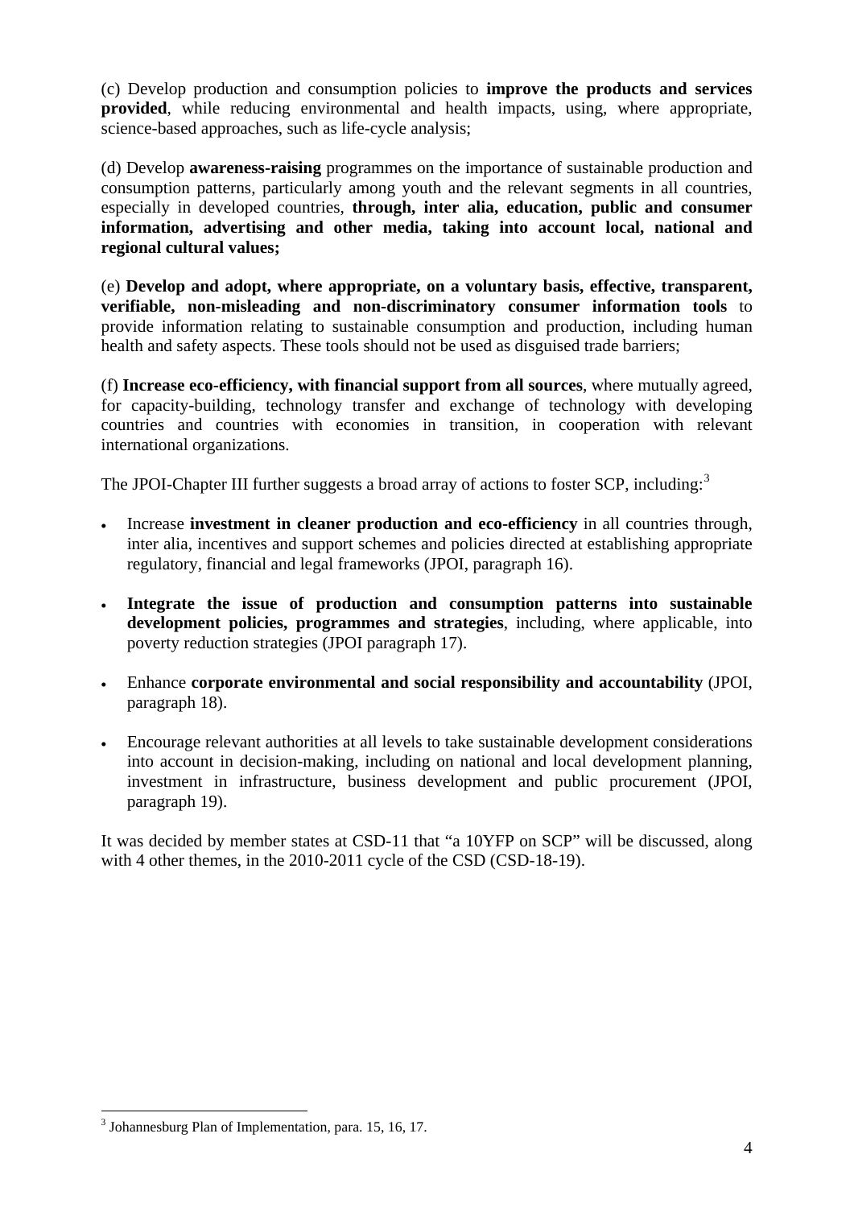(c) Develop production and consumption policies to **improve the products and services provided**, while reducing environmental and health impacts, using, where appropriate, science-based approaches, such as life-cycle analysis;

(d) Develop **awareness-raising** programmes on the importance of sustainable production and consumption patterns, particularly among youth and the relevant segments in all countries, especially in developed countries, **through, inter alia, education, public and consumer information, advertising and other media, taking into account local, national and regional cultural values;**

(e) **Develop and adopt, where appropriate, on a voluntary basis, effective, transparent, verifiable, non-misleading and non-discriminatory consumer information tools** to provide information relating to sustainable consumption and production, including human health and safety aspects. These tools should not be used as disguised trade barriers;

(f) **Increase eco-efficiency, with financial support from all sources**, where mutually agreed, for capacity-building, technology transfer and exchange of technology with developing countries and countries with economies in transition, in cooperation with relevant international organizations.

The JPOI-Chapter III further suggests a broad array of actions to foster SCP, including:[3]

- Increase **investment in cleaner production and eco-efficiency** in all countries through, inter alia, incentives and support schemes and policies directed at establishing appropriate regulatory, financial and legal frameworks (JPOI, paragraph 16).
- **Integrate the issue of production and consumption patterns into sustainable development policies, programmes and strategies**, including, where applicable, into poverty reduction strategies (JPOI paragraph 17).
- Enhance **corporate environmental and social responsibility and accountability** (JPOI, paragraph 18).
- Encourage relevant authorities at all levels to take sustainable development considerations into account in decision-making, including on national and local development planning, investment in infrastructure, business development and public procurement (JPOI, paragraph 19).

It was decided by member states at CSD-11 that "a 10YFP on SCP" will be discussed, along with 4 other themes, in the 2010-2011 cycle of the CSD (CSD-18-19).

---

[3] Johannesburg Plan of Implementation, para. 15, 16, 17.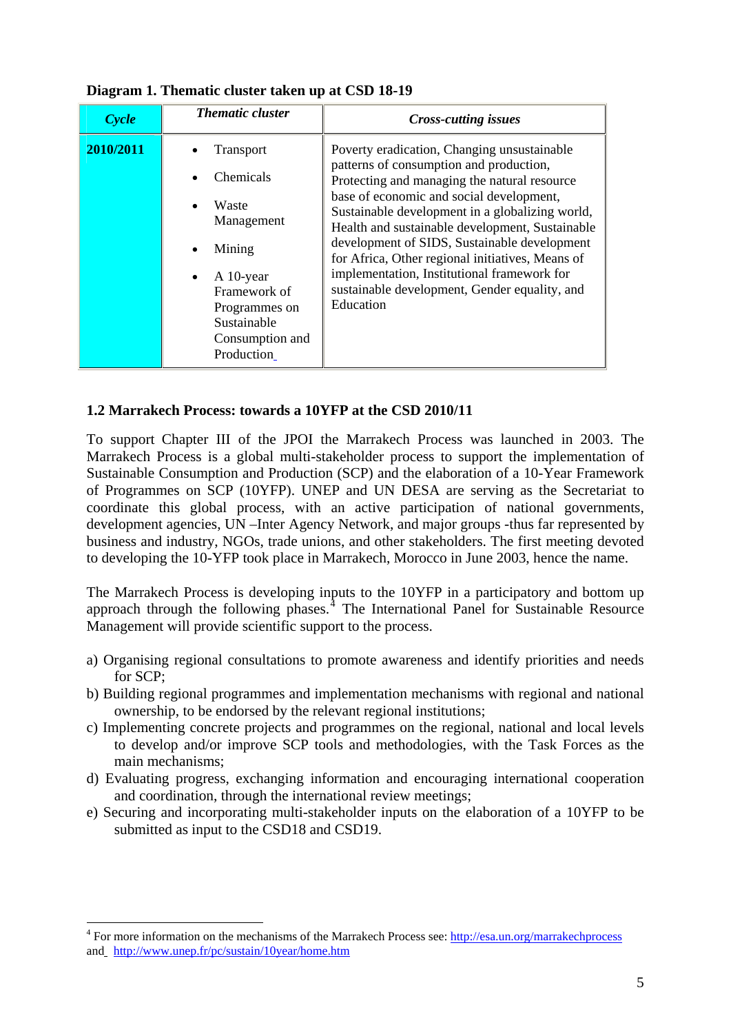**Diagram 1. Thematic cluster taken up at CSD 18-19**

| *Cycle* | *Thematic cluster* | *Cross-cutting issues* |
|---|---|---|
| **2010/2011** | • Transport<br>• Chemicals<br>• Waste Management<br>• Mining<br>• A 10-year Framework of Programmes on Sustainable Consumption and Production | Poverty eradication, Changing unsustainable patterns of consumption and production, Protecting and managing the natural resource base of economic and social development, Sustainable development in a globalizing world, Health and sustainable development, Sustainable development of SIDS, Sustainable development for Africa, Other regional initiatives, Means of implementation, Institutional framework for sustainable development, Gender equality, and Education |

### 1.2 Marrakech Process: towards a 10YFP at the CSD 2010/11

To support Chapter III of the JPOI the Marrakech Process was launched in 2003. The Marrakech Process is a global multi-stakeholder process to support the implementation of Sustainable Consumption and Production (SCP) and the elaboration of a 10-Year Framework of Programmes on SCP (10YFP). UNEP and UN DESA are serving as the Secretariat to coordinate this global process, with an active participation of national governments, development agencies, UN –Inter Agency Network, and major groups -thus far represented by business and industry, NGOs, trade unions, and other stakeholders. The first meeting devoted to developing the 10-YFP took place in Marrakech, Morocco in June 2003, hence the name.

The Marrakech Process is developing inputs to the 10YFP in a participatory and bottom up approach through the following phases.[4] The International Panel for Sustainable Resource Management will provide scientific support to the process.

a) Organising regional consultations to promote awareness and identify priorities and needs for SCP;
b) Building regional programmes and implementation mechanisms with regional and national ownership, to be endorsed by the relevant regional institutions;
c) Implementing concrete projects and programmes on the regional, national and local levels to develop and/or improve SCP tools and methodologies, with the Task Forces as the main mechanisms;
d) Evaluating progress, exchanging information and encouraging international cooperation and coordination, through the international review meetings;
e) Securing and incorporating multi-stakeholder inputs on the elaboration of a 10YFP to be submitted as input to the CSD18 and CSD19.

---

[4] For more information on the mechanisms of the Marrakech Process see: http://esa.un.org/marrakechprocess and http://www.unep.fr/pc/sustain/10year/home.htm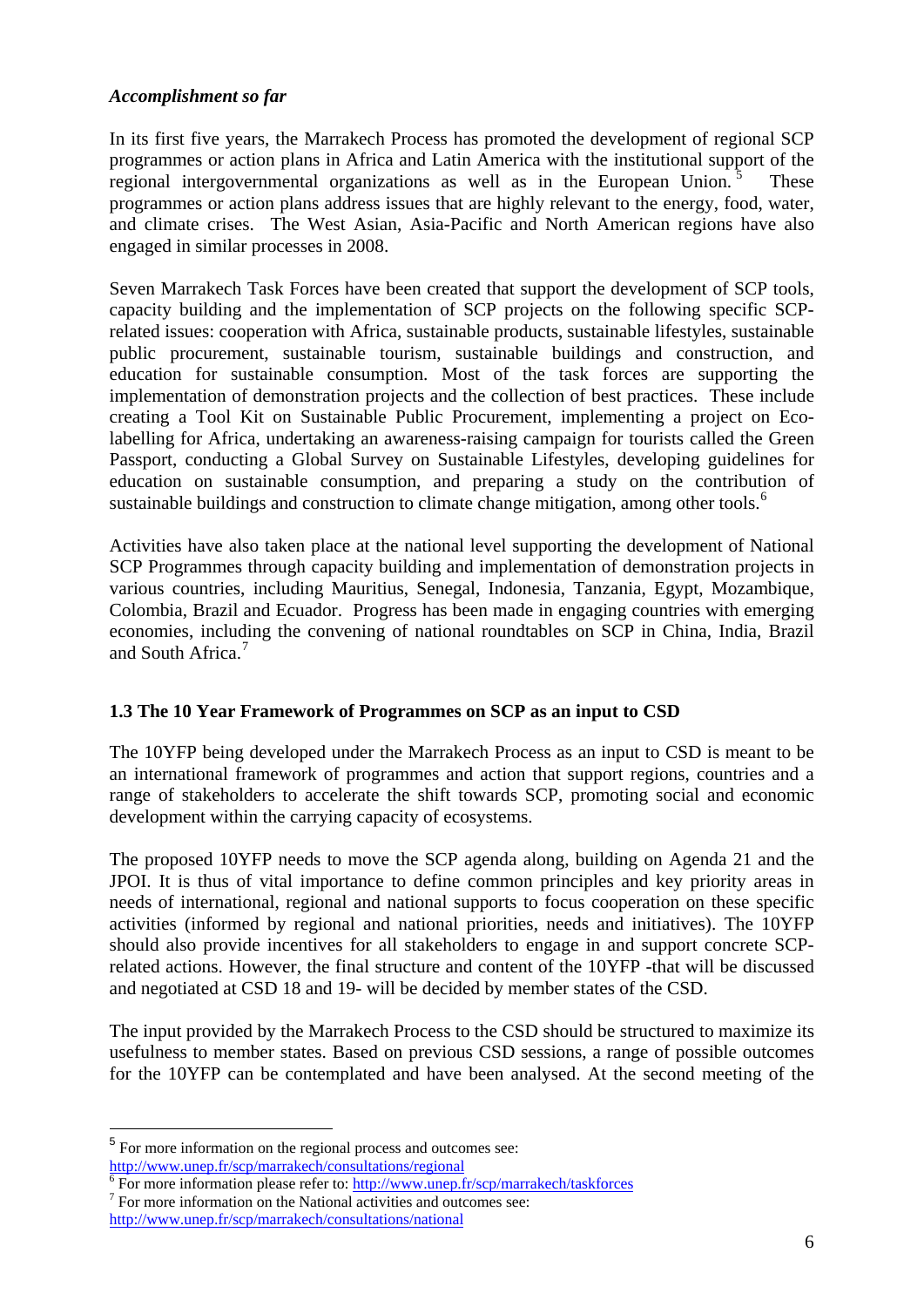***Accomplishment so far***

In its first five years, the Marrakech Process has promoted the development of regional SCP programmes or action plans in Africa and Latin America with the institutional support of the regional intergovernmental organizations as well as in the European Union.[5] These programmes or action plans address issues that are highly relevant to the energy, food, water, and climate crises. The West Asian, Asia-Pacific and North American regions have also engaged in similar processes in 2008.

Seven Marrakech Task Forces have been created that support the development of SCP tools, capacity building and the implementation of SCP projects on the following specific SCP-related issues: cooperation with Africa, sustainable products, sustainable lifestyles, sustainable public procurement, sustainable tourism, sustainable buildings and construction, and education for sustainable consumption. Most of the task forces are supporting the implementation of demonstration projects and the collection of best practices. These include creating a Tool Kit on Sustainable Public Procurement, implementing a project on Eco-labelling for Africa, undertaking an awareness-raising campaign for tourists called the Green Passport, conducting a Global Survey on Sustainable Lifestyles, developing guidelines for education on sustainable consumption, and preparing a study on the contribution of sustainable buildings and construction to climate change mitigation, among other tools.[6]

Activities have also taken place at the national level supporting the development of National SCP Programmes through capacity building and implementation of demonstration projects in various countries, including Mauritius, Senegal, Indonesia, Tanzania, Egypt, Mozambique, Colombia, Brazil and Ecuador. Progress has been made in engaging countries with emerging economies, including the convening of national roundtables on SCP in China, India, Brazil and South Africa.[7]

### 1.3 The 10 Year Framework of Programmes on SCP as an input to CSD

The 10YFP being developed under the Marrakech Process as an input to CSD is meant to be an international framework of programmes and action that support regions, countries and a range of stakeholders to accelerate the shift towards SCP, promoting social and economic development within the carrying capacity of ecosystems.

The proposed 10YFP needs to move the SCP agenda along, building on Agenda 21 and the JPOI. It is thus of vital importance to define common principles and key priority areas in needs of international, regional and national supports to focus cooperation on these specific activities (informed by regional and national priorities, needs and initiatives). The 10YFP should also provide incentives for all stakeholders to engage in and support concrete SCP-related actions. However, the final structure and content of the 10YFP -that will be discussed and negotiated at CSD 18 and 19- will be decided by member states of the CSD.

The input provided by the Marrakech Process to the CSD should be structured to maximize its usefulness to member states. Based on previous CSD sessions, a range of possible outcomes for the 10YFP can be contemplated and have been analysed. At the second meeting of the

---

[5] For more information on the regional process and outcomes see: http://www.unep.fr/scp/marrakech/consultations/regional

[6] For more information please refer to: http://www.unep.fr/scp/marrakech/taskforces

[7] For more information on the National activities and outcomes see: http://www.unep.fr/scp/marrakech/consultations/national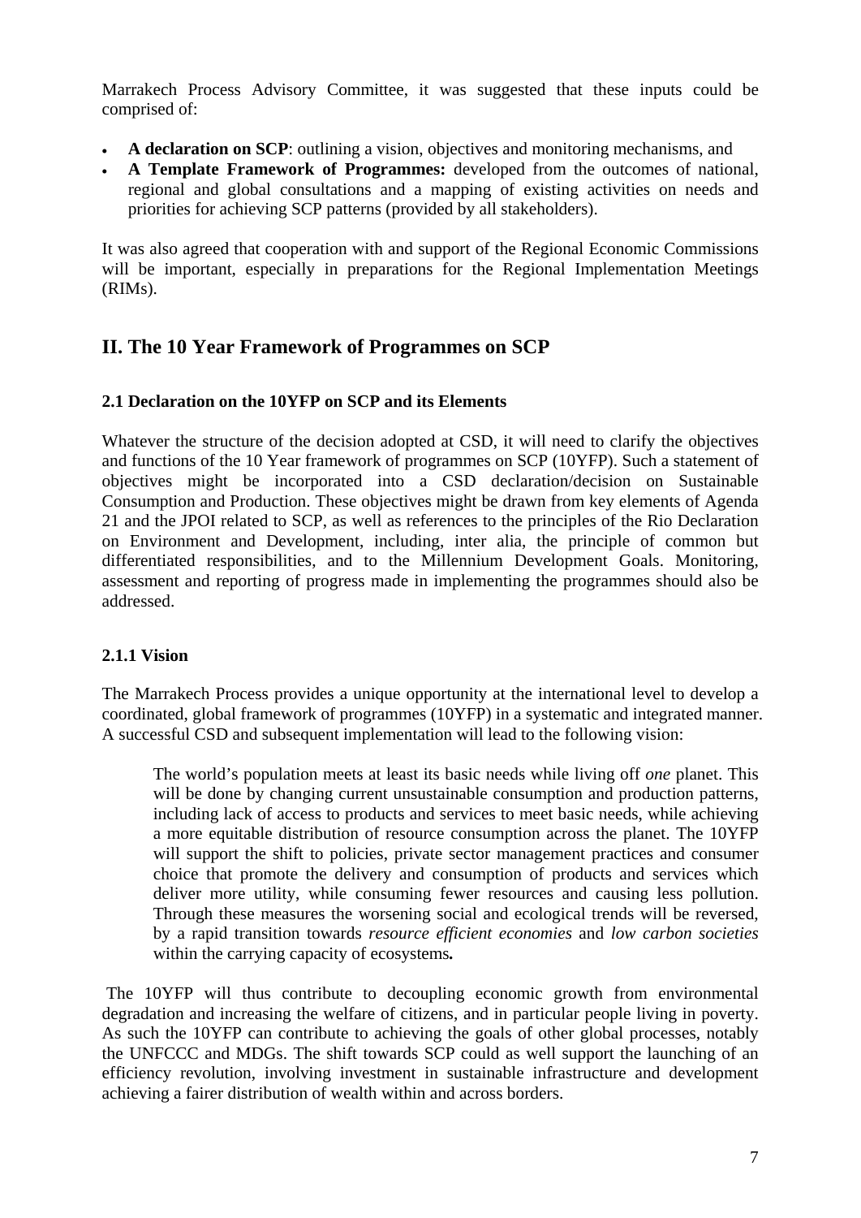Marrakech Process Advisory Committee, it was suggested that these inputs could be comprised of:

- **A declaration on SCP**: outlining a vision, objectives and monitoring mechanisms, and
- **A Template Framework of Programmes:** developed from the outcomes of national, regional and global consultations and a mapping of existing activities on needs and priorities for achieving SCP patterns (provided by all stakeholders).

It was also agreed that cooperation with and support of the Regional Economic Commissions will be important, especially in preparations for the Regional Implementation Meetings (RIMs).

## II. The 10 Year Framework of Programmes on SCP

### 2.1 Declaration on the 10YFP on SCP and its Elements

Whatever the structure of the decision adopted at CSD, it will need to clarify the objectives and functions of the 10 Year framework of programmes on SCP (10YFP). Such a statement of objectives might be incorporated into a CSD declaration/decision on Sustainable Consumption and Production. These objectives might be drawn from key elements of Agenda 21 and the JPOI related to SCP, as well as references to the principles of the Rio Declaration on Environment and Development, including, inter alia, the principle of common but differentiated responsibilities, and to the Millennium Development Goals. Monitoring, assessment and reporting of progress made in implementing the programmes should also be addressed.

#### 2.1.1 Vision

The Marrakech Process provides a unique opportunity at the international level to develop a coordinated, global framework of programmes (10YFP) in a systematic and integrated manner. A successful CSD and subsequent implementation will lead to the following vision:

> The world's population meets at least its basic needs while living off *one* planet. This will be done by changing current unsustainable consumption and production patterns, including lack of access to products and services to meet basic needs, while achieving a more equitable distribution of resource consumption across the planet. The 10YFP will support the shift to policies, private sector management practices and consumer choice that promote the delivery and consumption of products and services which deliver more utility, while consuming fewer resources and causing less pollution. Through these measures the worsening social and ecological trends will be reversed, by a rapid transition towards *resource efficient economies* and *low carbon societies* within the carrying capacity of ecosystems**.**

The 10YFP will thus contribute to decoupling economic growth from environmental degradation and increasing the welfare of citizens, and in particular people living in poverty. As such the 10YFP can contribute to achieving the goals of other global processes, notably the UNFCCC and MDGs. The shift towards SCP could as well support the launching of an efficiency revolution, involving investment in sustainable infrastructure and development achieving a fairer distribution of wealth within and across borders.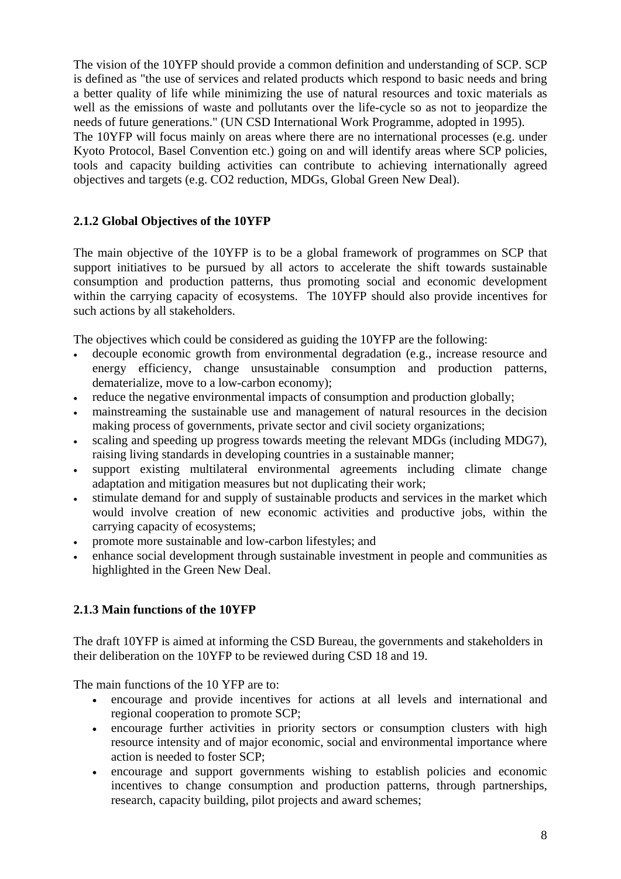The vision of the 10YFP should provide a common definition and understanding of SCP. SCP is defined as "the use of services and related products which respond to basic needs and bring a better quality of life while minimizing the use of natural resources and toxic materials as well as the emissions of waste and pollutants over the life-cycle so as not to jeopardize the needs of future generations." (UN CSD International Work Programme, adopted in 1995).
The 10YFP will focus mainly on areas where there are no international processes (e.g. under Kyoto Protocol, Basel Convention etc.) going on and will identify areas where SCP policies, tools and capacity building activities can contribute to achieving internationally agreed objectives and targets (e.g. CO2 reduction, MDGs, Global Green New Deal).

### 2.1.2 Global Objectives of the 10YFP

The main objective of the 10YFP is to be a global framework of programmes on SCP that support initiatives to be pursued by all actors to accelerate the shift towards sustainable consumption and production patterns, thus promoting social and economic development within the carrying capacity of ecosystems. The 10YFP should also provide incentives for such actions by all stakeholders.

The objectives which could be considered as guiding the 10YFP are the following:

- decouple economic growth from environmental degradation (e.g., increase resource and energy efficiency, change unsustainable consumption and production patterns, dematerialize, move to a low-carbon economy);
- reduce the negative environmental impacts of consumption and production globally;
- mainstreaming the sustainable use and management of natural resources in the decision making process of governments, private sector and civil society organizations;
- scaling and speeding up progress towards meeting the relevant MDGs (including MDG7), raising living standards in developing countries in a sustainable manner;
- support existing multilateral environmental agreements including climate change adaptation and mitigation measures but not duplicating their work;
- stimulate demand for and supply of sustainable products and services in the market which would involve creation of new economic activities and productive jobs, within the carrying capacity of ecosystems;
- promote more sustainable and low-carbon lifestyles; and
- enhance social development through sustainable investment in people and communities as highlighted in the Green New Deal.

### 2.1.3 Main functions of the 10YFP

The draft 10YFP is aimed at informing the CSD Bureau, the governments and stakeholders in their deliberation on the 10YFP to be reviewed during CSD 18 and 19.

The main functions of the 10 YFP are to:

- encourage and provide incentives for actions at all levels and international and regional cooperation to promote SCP;
- encourage further activities in priority sectors or consumption clusters with high resource intensity and of major economic, social and environmental importance where action is needed to foster SCP;
- encourage and support governments wishing to establish policies and economic incentives to change consumption and production patterns, through partnerships, research, capacity building, pilot projects and award schemes;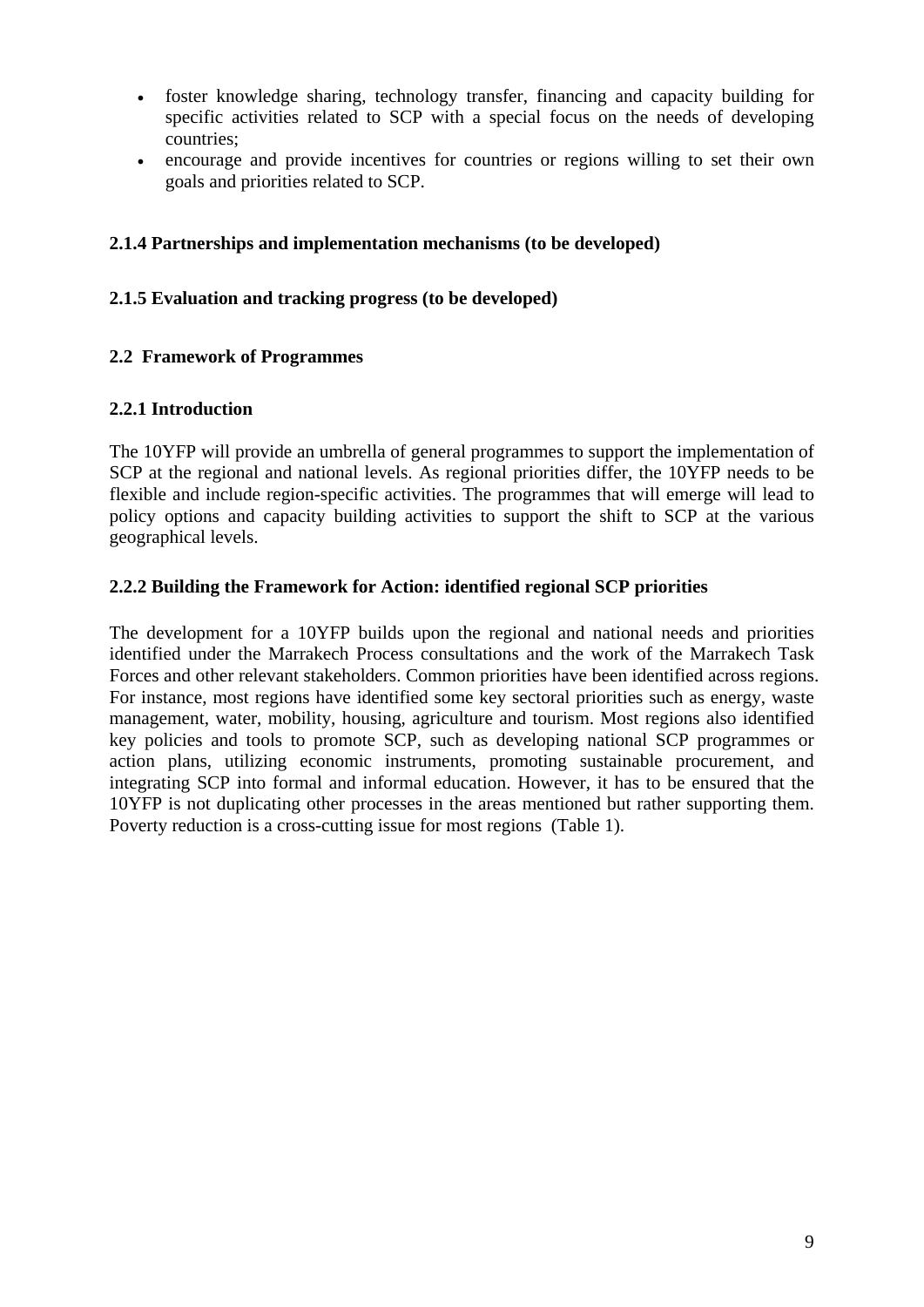- foster knowledge sharing, technology transfer, financing and capacity building for specific activities related to SCP with a special focus on the needs of developing countries;
- encourage and provide incentives for countries or regions willing to set their own goals and priorities related to SCP.

**2.1.4 Partnerships and implementation mechanisms (to be developed)**

**2.1.5 Evaluation and tracking progress (to be developed)**

## 2.2 Framework of Programmes

### 2.2.1 Introduction

The 10YFP will provide an umbrella of general programmes to support the implementation of SCP at the regional and national levels. As regional priorities differ, the 10YFP needs to be flexible and include region-specific activities. The programmes that will emerge will lead to policy options and capacity building activities to support the shift to SCP at the various geographical levels.

### 2.2.2 Building the Framework for Action: identified regional SCP priorities

The development for a 10YFP builds upon the regional and national needs and priorities identified under the Marrakech Process consultations and the work of the Marrakech Task Forces and other relevant stakeholders. Common priorities have been identified across regions. For instance, most regions have identified some key sectoral priorities such as energy, waste management, water, mobility, housing, agriculture and tourism. Most regions also identified key policies and tools to promote SCP, such as developing national SCP programmes or action plans, utilizing economic instruments, promoting sustainable procurement, and integrating SCP into formal and informal education. However, it has to be ensured that the 10YFP is not duplicating other processes in the areas mentioned but rather supporting them. Poverty reduction is a cross-cutting issue for most regions (Table 1).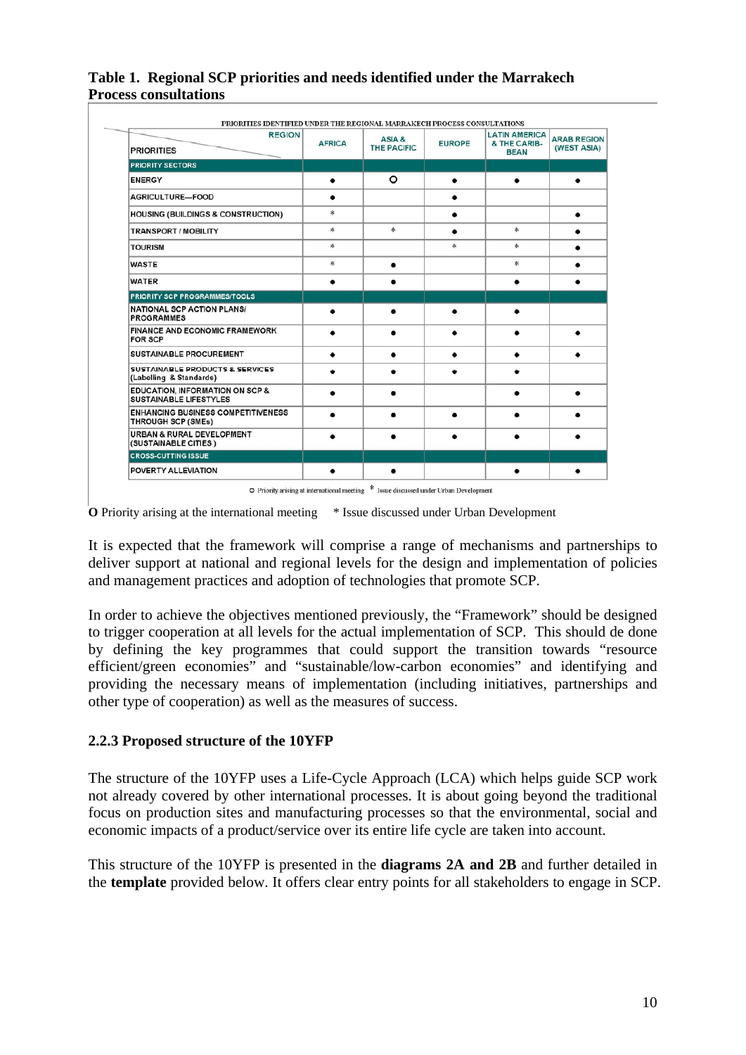**Table 1. Regional SCP priorities and needs identified under the Marrakech Process consultations**

PRIORITIES IDENTIFIED UNDER THE REGIONAL MARRAKECH PROCESS CONSULTATIONS

| PRIORITIES / REGION | AFRICA | ASIA & THE PACIFIC | EUROPE | LATIN AMERICA & THE CARIBBEAN | ARAB REGION (WEST ASIA) |
|---|---|---|---|---|---|
| **PRIORITY SECTORS** | | | | | |
| ENERGY | ● | O | ● | ● | ● |
| AGRICULTURE—FOOD | ● | | ● | | |
| HOUSING (BUILDINGS & CONSTRUCTION) | * | | ● | | ● |
| TRANSPORT / MOBILITY | * | * | ● | * | ● |
| TOURISM | * | | * | * | ● |
| WASTE | * | ● | | * | ● |
| WATER | ● | ● | | ● | ● |
| **PRIORITY SCP PROGRAMMES/TOOLS** | | | | | |
| NATIONAL SCP ACTION PLANS/ PROGRAMMES | ● | ● | ● | ● | |
| FINANCE AND ECONOMIC FRAMEWORK FOR SCP | ● | ● | ● | ● | ● |
| SUSTAINABLE PROCUREMENT | ● | ● | ● | ● | ● |
| SUSTAINABLE PRODUCTS & SERVICES (Labelling & Standards) | ● | ● | ● | ● | |
| EDUCATION, INFORMATION ON SCP & SUSTAINABLE LIFESTYLES | ● | ● | | ● | ● |
| ENHANCING BUSINESS COMPETITIVENESS THROUGH SCP (SMEs) | ● | ● | ● | ● | ● |
| URBAN & RURAL DEVELOPMENT (SUSTAINABLE CITIES) | ● | ● | ● | ● | ● |
| **CROSS-CUTTING ISSUE** | | | | | |
| POVERTY ALLEVIATION | ● | ● | | ● | ● |

O Priority arising at international meeting * Issue discussed under Urban Development

**O** Priority arising at the international meeting * Issue discussed under Urban Development

It is expected that the framework will comprise a range of mechanisms and partnerships to deliver support at national and regional levels for the design and implementation of policies and management practices and adoption of technologies that promote SCP.

In order to achieve the objectives mentioned previously, the "Framework" should be designed to trigger cooperation at all levels for the actual implementation of SCP. This should de done by defining the key programmes that could support the transition towards "resource efficient/green economies" and "sustainable/low-carbon economies" and identifying and providing the necessary means of implementation (including initiatives, partnerships and other type of cooperation) as well as the measures of success.

### 2.2.3 Proposed structure of the 10YFP

The structure of the 10YFP uses a Life-Cycle Approach (LCA) which helps guide SCP work not already covered by other international processes. It is about going beyond the traditional focus on production sites and manufacturing processes so that the environmental, social and economic impacts of a product/service over its entire life cycle are taken into account.

This structure of the 10YFP is presented in the **diagrams 2A and 2B** and further detailed in the **template** provided below. It offers clear entry points for all stakeholders to engage in SCP.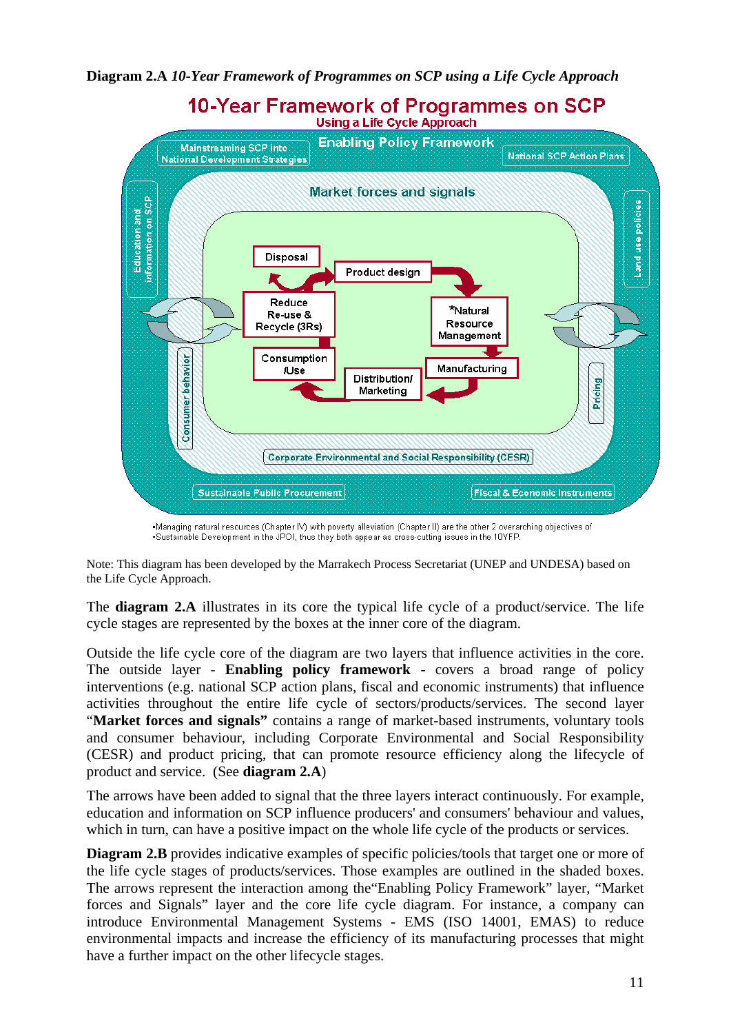**Diagram 2.A** *10-Year Framework of Programmes on SCP using a Life Cycle Approach*

10-Year Framework of Programmes on SCP
Using a Life Cycle Approach

Enabling Policy Framework

Mainstreaming SCP into National Development Strategies

National SCP Action Plans

Education and information on SCP

Land use policies

Market forces and signals

Disposal

Product design

Reduce Re-use & Recycle (3Rs)

*Natural Resource Management

Consumption /Use

Manufacturing

Distribution/ Marketing

Consumer behavior

Pricing

Corporate Environmental and Social Responsibility (CESR)

Sustainable Public Procurement

Fiscal & Economic Instruments

•Managing natural resources (Chapter IV) with poverty alleviation (Chapter II) are the other 2 overarching objectives of
•Sustainable Development in the JPOI, thus they both appear as cross-cutting issues in the 10YFP.

Note: This diagram has been developed by the Marrakech Process Secretariat (UNEP and UNDESA) based on the Life Cycle Approach.

The **diagram 2.A** illustrates in its core the typical life cycle of a product/service. The life cycle stages are represented by the boxes at the inner core of the diagram.

Outside the life cycle core of the diagram are two layers that influence activities in the core. The outside layer - **Enabling policy framework** - covers a broad range of policy interventions (e.g. national SCP action plans, fiscal and economic instruments) that influence activities throughout the entire life cycle of sectors/products/services. The second layer "**Market forces and signals"** contains a range of market-based instruments, voluntary tools and consumer behaviour, including Corporate Environmental and Social Responsibility (CESR) and product pricing, that can promote resource efficiency along the lifecycle of product and service. (See **diagram 2.A**)

The arrows have been added to signal that the three layers interact continuously. For example, education and information on SCP influence producers' and consumers' behaviour and values, which in turn, can have a positive impact on the whole life cycle of the products or services.

**Diagram 2.B** provides indicative examples of specific policies/tools that target one or more of the life cycle stages of products/services. Those examples are outlined in the shaded boxes. The arrows represent the interaction among the"Enabling Policy Framework" layer, "Market forces and Signals" layer and the core life cycle diagram. For instance, a company can introduce Environmental Management Systems - EMS (ISO 14001, EMAS) to reduce environmental impacts and increase the efficiency of its manufacturing processes that might have a further impact on the other lifecycle stages.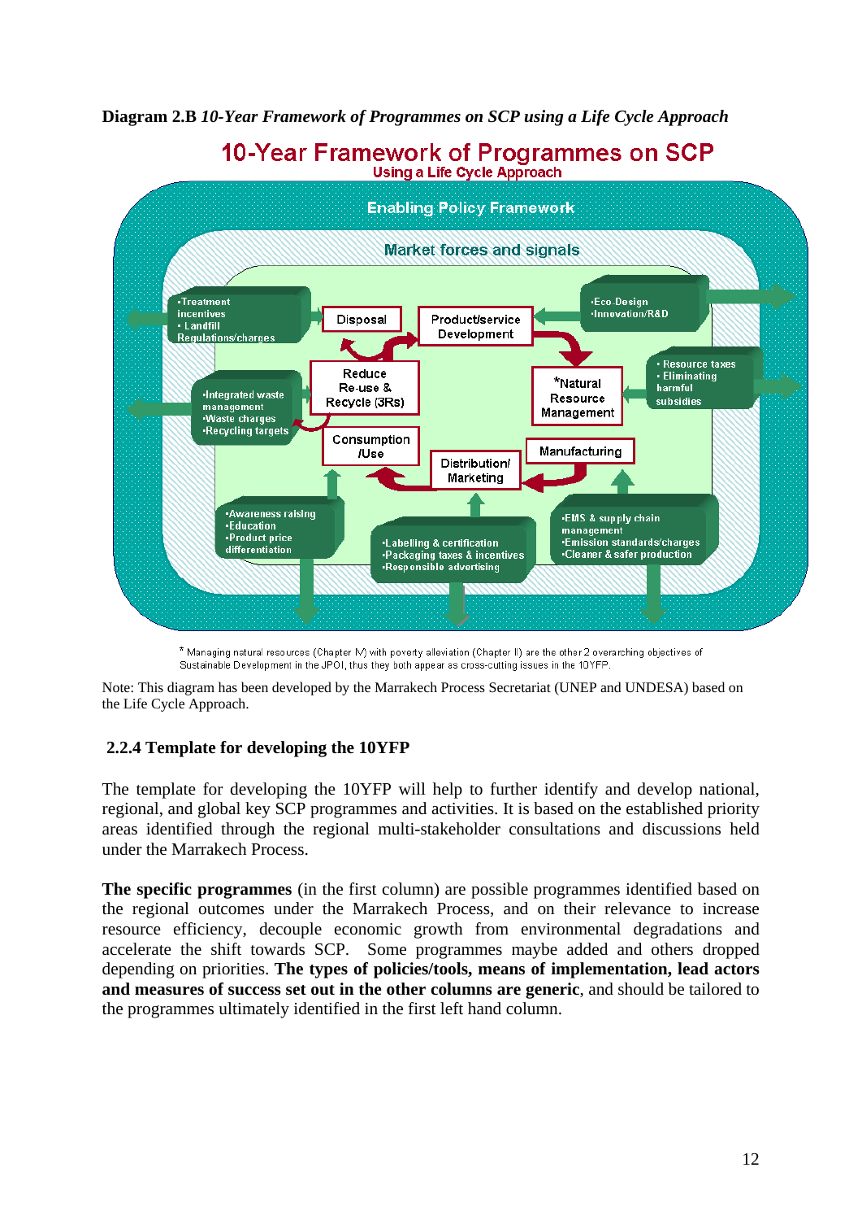**Diagram 2.B** ***10-Year Framework of Programmes on SCP using a Life Cycle Approach***

10-Year Framework of Programmes on SCP
Using a Life Cycle Approach

Enabling Policy Framework

Market forces and signals

- •Treatment incentives
- • Landfill Regulations/charges

Disposal

Product/service Development

- •Eco-Design
- •Innovation/R&D

Reduce Re-use & Recycle (3Rs)

*Natural Resource Management

- • Resource taxes
- • Eliminating harmful subsidies

- •Integrated waste management
- •Waste charges
- •Recycling targets

Consumption /Use

Distribution/ Marketing

Manufacturing

- •Awareness raising
- •Education
- •Product price differentiation

- •Labelling & certification
- •Packaging taxes & incentives
- •Responsible advertising

- •EMS & supply chain management
- •Emission standards/charges
- •Cleaner & safer production

* Managing natural resources (Chapter IV) with poverty alleviation (Chapter II) are the other 2 overarching objectives of Sustainable Development in the JPOI, thus they both appear as cross-cutting issues in the 10YFP.

Note: This diagram has been developed by the Marrakech Process Secretariat (UNEP and UNDESA) based on the Life Cycle Approach.

### 2.2.4 Template for developing the 10YFP

The template for developing the 10YFP will help to further identify and develop national, regional, and global key SCP programmes and activities. It is based on the established priority areas identified through the regional multi-stakeholder consultations and discussions held under the Marrakech Process.

**The specific programmes** (in the first column) are possible programmes identified based on the regional outcomes under the Marrakech Process, and on their relevance to increase resource efficiency, decouple economic growth from environmental degradations and accelerate the shift towards SCP. Some programmes maybe added and others dropped depending on priorities. **The types of policies/tools, means of implementation, lead actors and measures of success set out in the other columns are generic**, and should be tailored to the programmes ultimately identified in the first left hand column.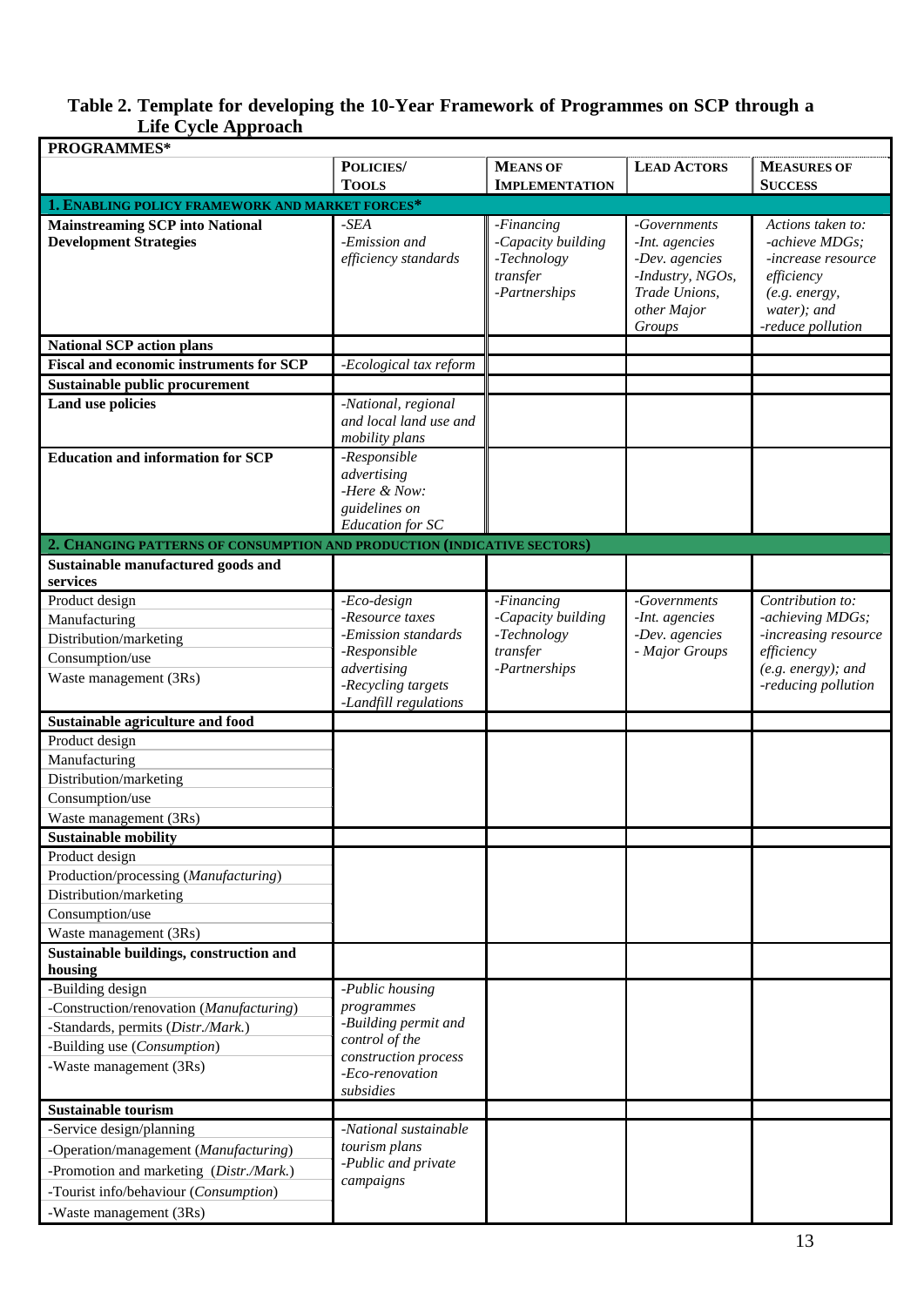**Table 2. Template for developing the 10-Year Framework of Programmes on SCP through a Life Cycle Approach**

| PROGRAMMES* | POLICIES/ TOOLS | MEANS OF IMPLEMENTATION | LEAD ACTORS | MEASURES OF SUCCESS |
|---|---|---|---|---|
| **1. ENABLING POLICY FRAMEWORK AND MARKET FORCES*** | | | | |
| **Mainstreaming SCP into National Development Strategies** | *-SEA* *-Emission and efficiency standards* | *-Financing* *-Capacity building* *-Technology transfer* *-Partnerships* | *-Governments* *-Int. agencies* *-Dev. agencies* *-Industry, NGOs, Trade Unions, other Major Groups* | *Actions taken to:* *-achieve MDGs;* *-increase resource efficiency (e.g. energy, water); and* *-reduce pollution* |
| **National SCP action plans** | | | | |
| **Fiscal and economic instruments for SCP** | *-Ecological tax reform* | | | |
| **Sustainable public procurement** | | | | |
| **Land use policies** | *-National, regional and local land use and mobility plans* | | | |
| **Education and information for SCP** | *-Responsible advertising* *-Here & Now: guidelines on Education for SC* | | | |
| **2. CHANGING PATTERNS OF CONSUMPTION AND PRODUCTION (INDICATIVE SECTORS)** | | | | |
| **Sustainable manufactured goods and services** | | | | |
| Product design<br>Manufacturing<br>Distribution/marketing<br>Consumption/use<br>Waste management (3Rs) | *-Eco-design* *-Resource taxes* *-Emission standards* *-Responsible advertising* *-Recycling targets* *-Landfill regulations* | *-Financing* *-Capacity building* *-Technology transfer* *-Partnerships* | *-Governments* *-Int. agencies* *-Dev. agencies* *- Major Groups* | *Contribution to:* *-achieving MDGs;* *-increasing resource efficiency (e.g. energy); and* *-reducing pollution* |
| **Sustainable agriculture and food** | | | | |
| Product design<br>Manufacturing<br>Distribution/marketing<br>Consumption/use<br>Waste management (3Rs) | | | | |
| **Sustainable mobility** | | | | |
| Product design<br>Production/processing (*Manufacturing*)<br>Distribution/marketing<br>Consumption/use<br>Waste management (3Rs) | | | | |
| **Sustainable buildings, construction and housing** | | | | |
| -Building design<br>-Construction/renovation (*Manufacturing*)<br>-Standards, permits (*Distr./Mark.*)<br>-Building use (*Consumption*)<br>-Waste management (3Rs) | *-Public housing programmes* *-Building permit and control of the construction process* *-Eco-renovation subsidies* | | | |
| **Sustainable tourism** | | | | |
| -Service design/planning<br>-Operation/management (*Manufacturing*)<br>-Promotion and marketing (*Distr./Mark.*)<br>-Tourist info/behaviour (*Consumption*)<br>-Waste management (3Rs) | *-National sustainable tourism plans* *-Public and private campaigns* | | | |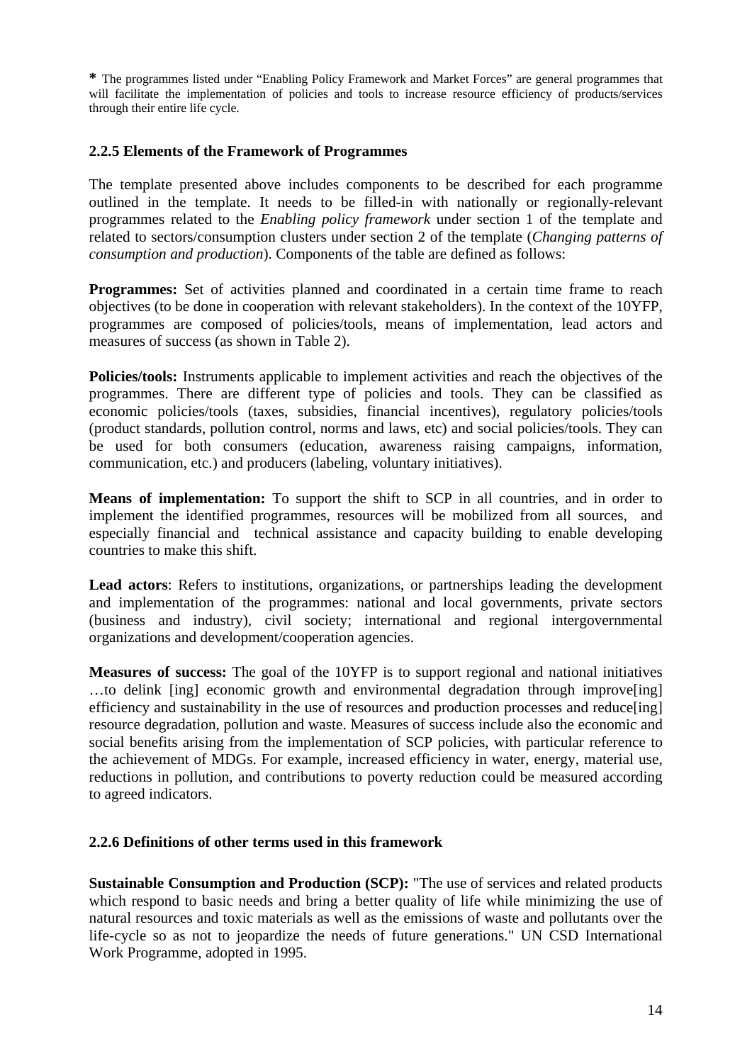**\*** The programmes listed under "Enabling Policy Framework and Market Forces" are general programmes that will facilitate the implementation of policies and tools to increase resource efficiency of products/services through their entire life cycle.

### 2.2.5 Elements of the Framework of Programmes

The template presented above includes components to be described for each programme outlined in the template. It needs to be filled-in with nationally or regionally-relevant programmes related to the *Enabling policy framework* under section 1 of the template and related to sectors/consumption clusters under section 2 of the template (*Changing patterns of consumption and production*). Components of the table are defined as follows:

**Programmes:** Set of activities planned and coordinated in a certain time frame to reach objectives (to be done in cooperation with relevant stakeholders). In the context of the 10YFP, programmes are composed of policies/tools, means of implementation, lead actors and measures of success (as shown in Table 2).

**Policies/tools:** Instruments applicable to implement activities and reach the objectives of the programmes. There are different type of policies and tools. They can be classified as economic policies/tools (taxes, subsidies, financial incentives), regulatory policies/tools (product standards, pollution control, norms and laws, etc) and social policies/tools. They can be used for both consumers (education, awareness raising campaigns, information, communication, etc.) and producers (labeling, voluntary initiatives).

**Means of implementation:** To support the shift to SCP in all countries, and in order to implement the identified programmes, resources will be mobilized from all sources, and especially financial and technical assistance and capacity building to enable developing countries to make this shift.

**Lead actors**: Refers to institutions, organizations, or partnerships leading the development and implementation of the programmes: national and local governments, private sectors (business and industry), civil society; international and regional intergovernmental organizations and development/cooperation agencies.

**Measures of success:** The goal of the 10YFP is to support regional and national initiatives …to delink [ing] economic growth and environmental degradation through improve[ing] efficiency and sustainability in the use of resources and production processes and reduce[ing] resource degradation, pollution and waste. Measures of success include also the economic and social benefits arising from the implementation of SCP policies, with particular reference to the achievement of MDGs. For example, increased efficiency in water, energy, material use, reductions in pollution, and contributions to poverty reduction could be measured according to agreed indicators.

### 2.2.6 Definitions of other terms used in this framework

**Sustainable Consumption and Production (SCP):** "The use of services and related products which respond to basic needs and bring a better quality of life while minimizing the use of natural resources and toxic materials as well as the emissions of waste and pollutants over the life-cycle so as not to jeopardize the needs of future generations." UN CSD International Work Programme, adopted in 1995.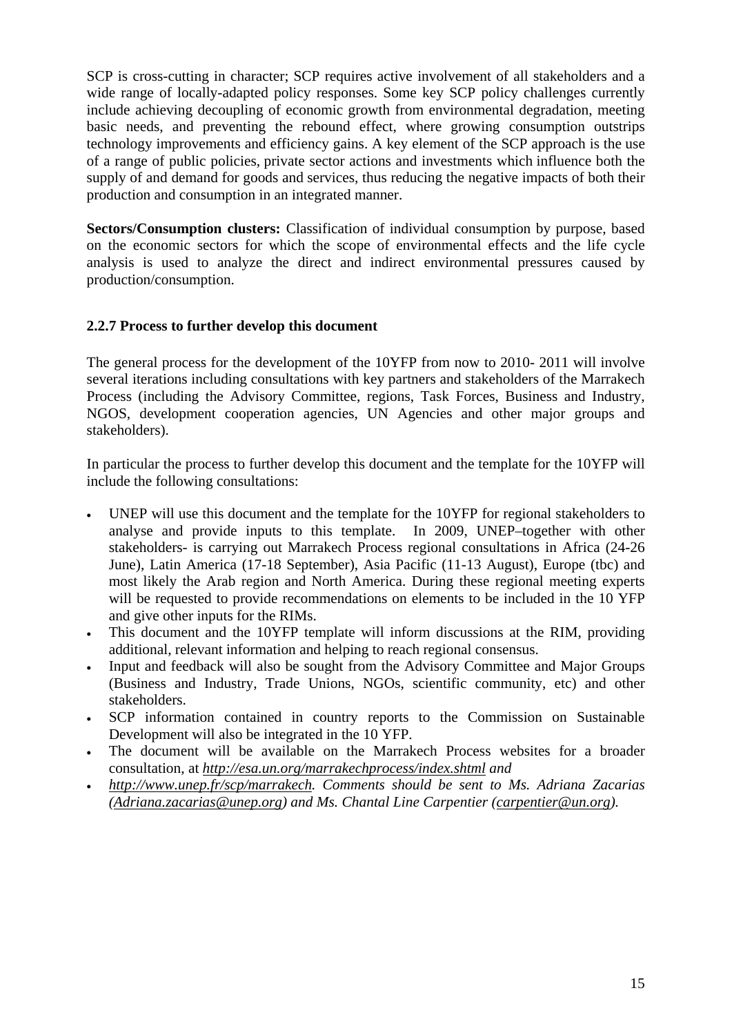SCP is cross-cutting in character; SCP requires active involvement of all stakeholders and a wide range of locally-adapted policy responses. Some key SCP policy challenges currently include achieving decoupling of economic growth from environmental degradation, meeting basic needs, and preventing the rebound effect, where growing consumption outstrips technology improvements and efficiency gains. A key element of the SCP approach is the use of a range of public policies, private sector actions and investments which influence both the supply of and demand for goods and services, thus reducing the negative impacts of both their production and consumption in an integrated manner.

**Sectors/Consumption clusters:** Classification of individual consumption by purpose, based on the economic sectors for which the scope of environmental effects and the life cycle analysis is used to analyze the direct and indirect environmental pressures caused by production/consumption.

### 2.2.7 Process to further develop this document

The general process for the development of the 10YFP from now to 2010- 2011 will involve several iterations including consultations with key partners and stakeholders of the Marrakech Process (including the Advisory Committee, regions, Task Forces, Business and Industry, NGOS, development cooperation agencies, UN Agencies and other major groups and stakeholders).

In particular the process to further develop this document and the template for the 10YFP will include the following consultations:

- UNEP will use this document and the template for the 10YFP for regional stakeholders to analyse and provide inputs to this template. In 2009, UNEP–together with other stakeholders- is carrying out Marrakech Process regional consultations in Africa (24-26 June), Latin America (17-18 September), Asia Pacific (11-13 August), Europe (tbc) and most likely the Arab region and North America. During these regional meeting experts will be requested to provide recommendations on elements to be included in the 10 YFP and give other inputs for the RIMs.
- This document and the 10YFP template will inform discussions at the RIM, providing additional, relevant information and helping to reach regional consensus.
- Input and feedback will also be sought from the Advisory Committee and Major Groups (Business and Industry, Trade Unions, NGOs, scientific community, etc) and other stakeholders.
- SCP information contained in country reports to the Commission on Sustainable Development will also be integrated in the 10 YFP.
- The document will be available on the Marrakech Process websites for a broader consultation, at *http://esa.un.org/marrakechprocess/index.shtml and*
- *http://www.unep.fr/scp/marrakech. Comments should be sent to Ms. Adriana Zacarias (Adriana.zacarias@unep.org) and Ms. Chantal Line Carpentier (carpentier@un.org).*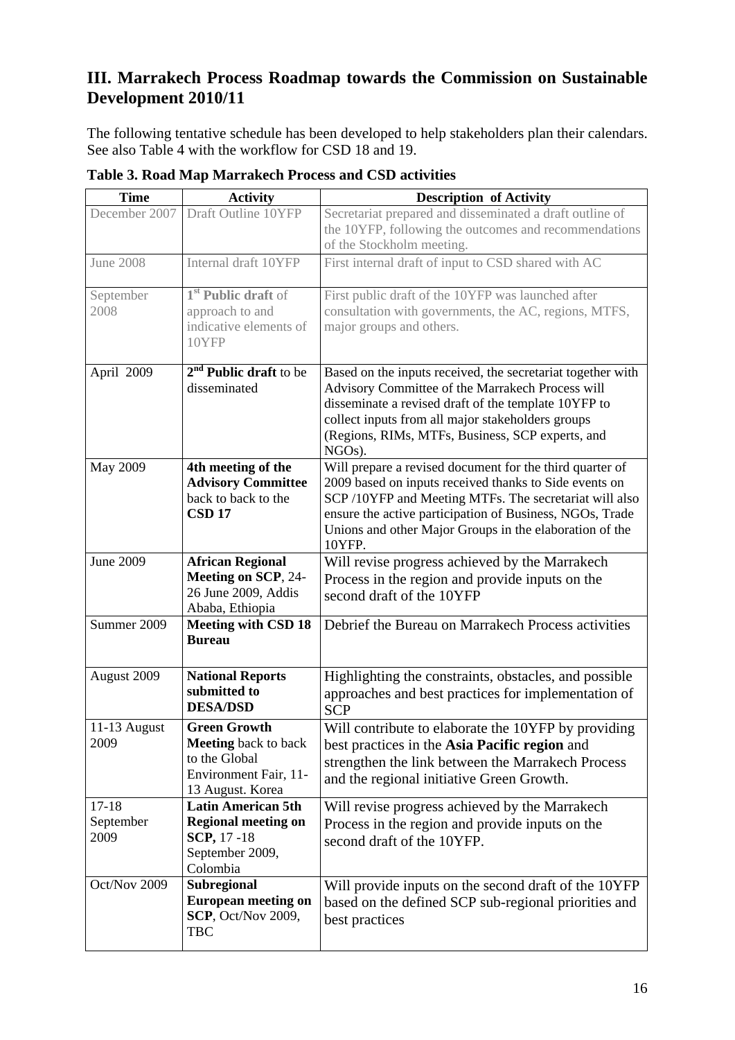## III. Marrakech Process Roadmap towards the Commission on Sustainable Development 2010/11

The following tentative schedule has been developed to help stakeholders plan their calendars. See also Table 4 with the workflow for CSD 18 and 19.

**Table 3. Road Map Marrakech Process and CSD activities**

| Time | Activity | Description of Activity |
|---|---|---|
| December 2007 | Draft Outline 10YFP | Secretariat prepared and disseminated a draft outline of the 10YFP, following the outcomes and recommendations of the Stockholm meeting. |
| June 2008 | Internal draft 10YFP | First internal draft of input to CSD shared with AC |
| September 2008 | **1st Public draft** of approach to and indicative elements of 10YFP | First public draft of the 10YFP was launched after consultation with governments, the AC, regions, MTFS, major groups and others. |
| April 2009 | **2nd Public draft** to be disseminated | Based on the inputs received, the secretariat together with Advisory Committee of the Marrakech Process will disseminate a revised draft of the template 10YFP to collect inputs from all major stakeholders groups (Regions, RIMs, MTFs, Business, SCP experts, and NGOs). |
| May 2009 | **4th meeting of the Advisory Committee** back to back to the **CSD 17** | Will prepare a revised document for the third quarter of 2009 based on inputs received thanks to Side events on SCP /10YFP and Meeting MTFs. The secretariat will also ensure the active participation of Business, NGOs, Trade Unions and other Major Groups in the elaboration of the 10YFP. |
| June 2009 | **African Regional Meeting on SCP**, 24-26 June 2009, Addis Ababa, Ethiopia | Will revise progress achieved by the Marrakech Process in the region and provide inputs on the second draft of the 10YFP |
| Summer 2009 | **Meeting with CSD 18 Bureau** | Debrief the Bureau on Marrakech Process activities |
| August 2009 | **National Reports submitted to DESA/DSD** | Highlighting the constraints, obstacles, and possible approaches and best practices for implementation of SCP |
| 11-13 August 2009 | **Green Growth Meeting** back to back to the Global Environment Fair, 11-13 August. Korea | Will contribute to elaborate the 10YFP by providing best practices in the **Asia Pacific region** and strengthen the link between the Marrakech Process and the regional initiative Green Growth. |
| 17-18 September 2009 | **Latin American 5th Regional meeting on SCP,** 17 -18 September 2009, Colombia | Will revise progress achieved by the Marrakech Process in the region and provide inputs on the second draft of the 10YFP. |
| Oct/Nov 2009 | **Subregional European meeting on SCP**, Oct/Nov 2009, TBC | Will provide inputs on the second draft of the 10YFP based on the defined SCP sub-regional priorities and best practices |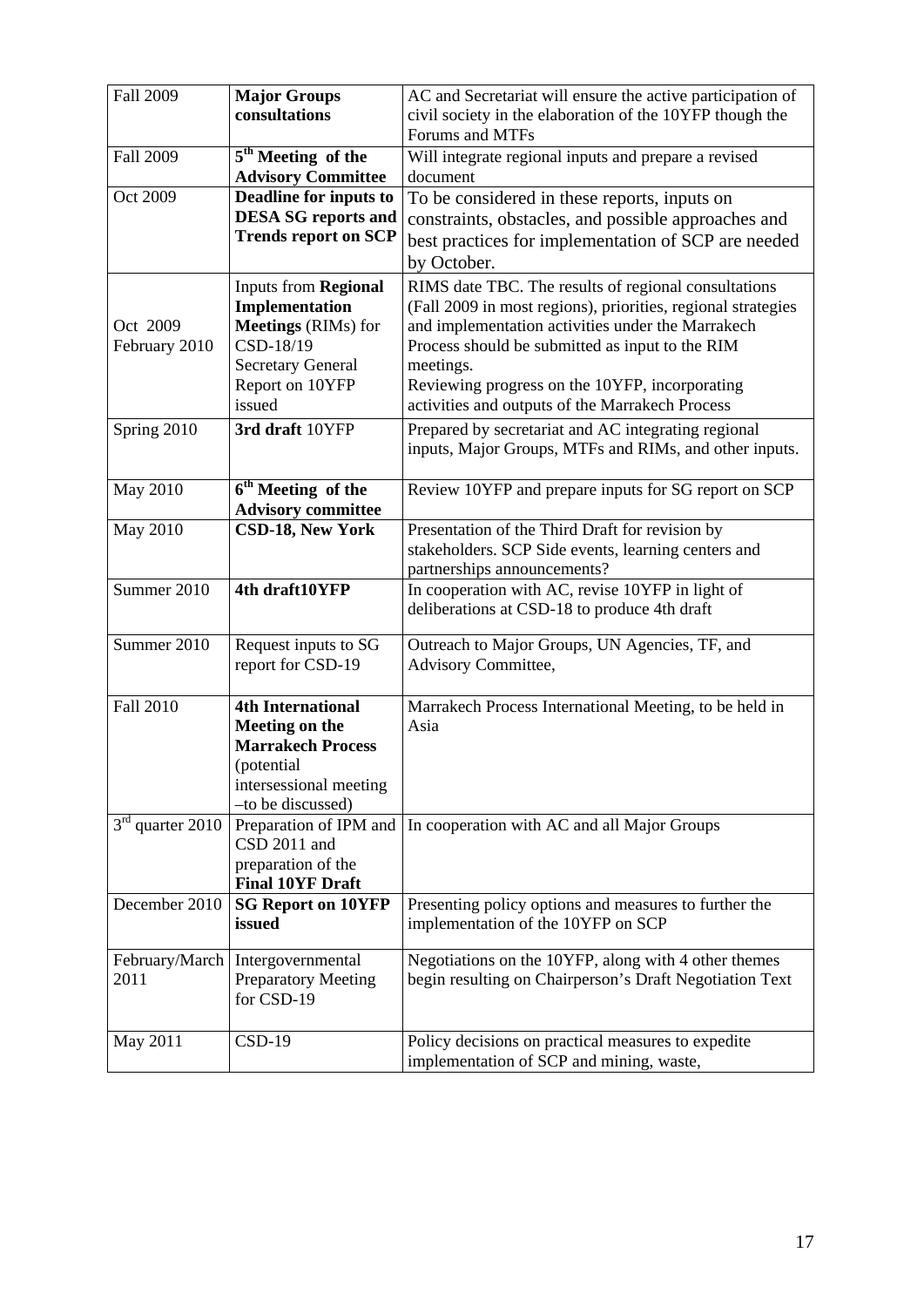| Fall 2009 | **Major Groups consultations** | AC and Secretariat will ensure the active participation of civil society in the elaboration of the 10YFP though the Forums and MTFs |
|---|---|---|
| Fall 2009 | **5th Meeting of the Advisory Committee** | Will integrate regional inputs and prepare a revised document |
| Oct 2009 | **Deadline for inputs to DESA SG reports and Trends report on SCP** | To be considered in these reports, inputs on constraints, obstacles, and possible approaches and best practices for implementation of SCP are needed by October. |
| Oct 2009<br>February 2010 | Inputs from **Regional Implementation Meetings** (RIMs) for CSD-18/19<br>Secretary General Report on 10YFP issued | RIMS date TBC. The results of regional consultations (Fall 2009 in most regions), priorities, regional strategies and implementation activities under the Marrakech Process should be submitted as input to the RIM meetings.<br>Reviewing progress on the 10YFP, incorporating activities and outputs of the Marrakech Process |
| Spring 2010 | **3rd draft** 10YFP | Prepared by secretariat and AC integrating regional inputs, Major Groups, MTFs and RIMs, and other inputs. |
| May 2010 | **6th Meeting of the Advisory committee** | Review 10YFP and prepare inputs for SG report on SCP |
| May 2010 | **CSD-18, New York** | Presentation of the Third Draft for revision by stakeholders. SCP Side events, learning centers and partnerships announcements? |
| Summer 2010 | **4th draft10YFP** | In cooperation with AC, revise 10YFP in light of deliberations at CSD-18 to produce 4th draft |
| Summer 2010 | Request inputs to SG report for CSD-19 | Outreach to Major Groups, UN Agencies, TF, and Advisory Committee, |
| Fall 2010 | **4th International Meeting on the Marrakech Process** (potential intersessional meeting –to be discussed) | Marrakech Process International Meeting, to be held in Asia |
| 3rd quarter 2010 | Preparation of IPM and CSD 2011 and preparation of the **Final 10YF Draft** | In cooperation with AC and all Major Groups |
| December 2010 | **SG Report on 10YFP issued** | Presenting policy options and measures to further the implementation of the 10YFP on SCP |
| February/March 2011 | Intergovernmental Preparatory Meeting for CSD-19 | Negotiations on the 10YFP, along with 4 other themes begin resulting on Chairperson's Draft Negotiation Text |
| May 2011 | CSD-19 | Policy decisions on practical measures to expedite implementation of SCP and mining, waste, |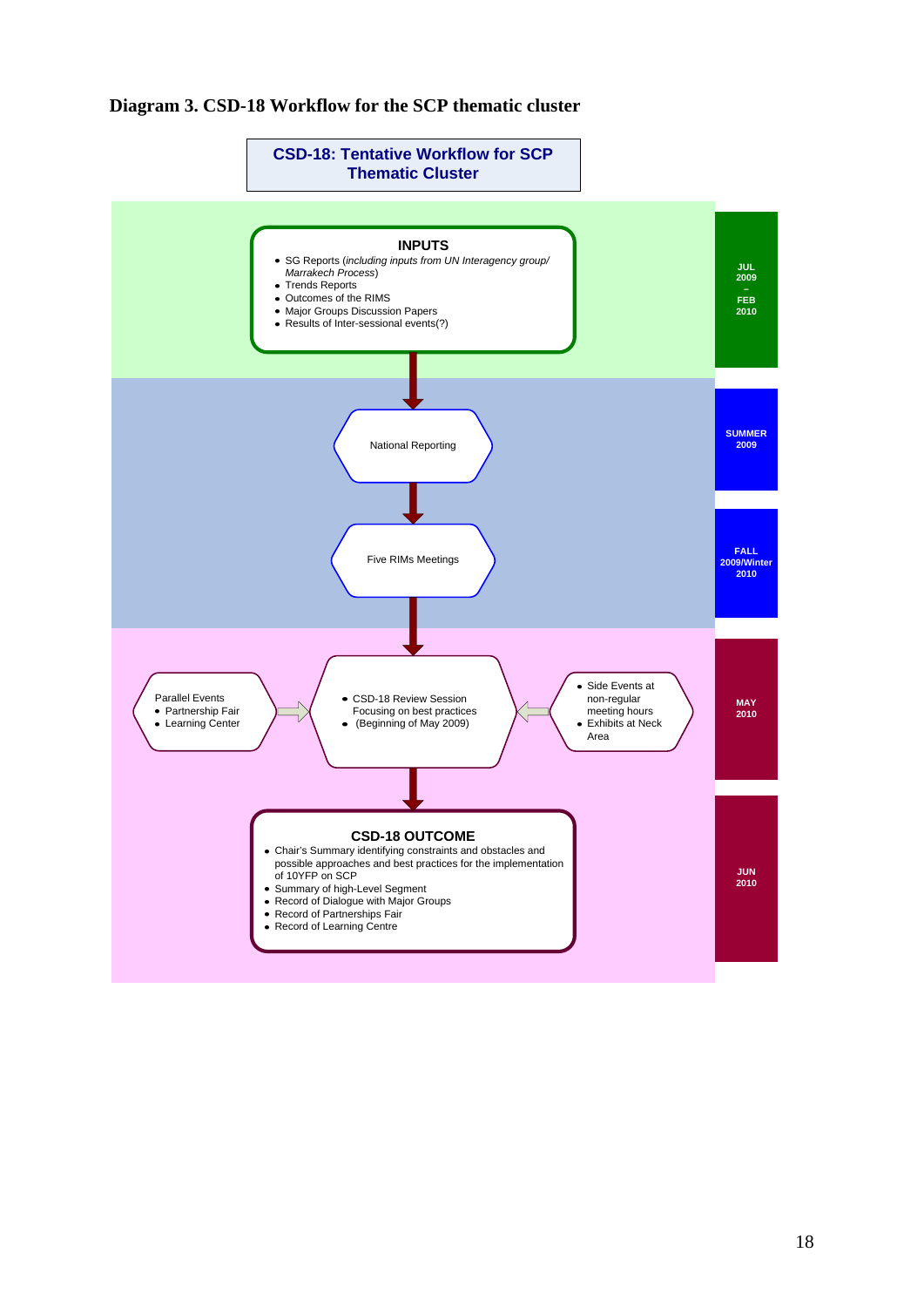**Diagram 3. CSD-18 Workflow for the SCP thematic cluster**

**CSD-18: Tentative Workflow for SCP Thematic Cluster**

**JUL 2009 – FEB 2010**

**INPUTS**

- SG Reports (*including inputs from UN Interagency group/ Marrakech Process*)
- Trends Reports
- Outcomes of the RIMS
- Major Groups Discussion Papers
- Results of Inter-sessional events(?)

**SUMMER 2009**

National Reporting

**FALL 2009/Winter 2010**

Five RIMs Meetings

**MAY 2010**

Parallel Events
- Partnership Fair
- Learning Center

- CSD-18 Review Session Focusing on best practices
- (Beginning of May 2009)

- Side Events at non-regular meeting hours
- Exhibits at Neck Area

**JUN 2010**

**CSD-18 OUTCOME**

- Chair's Summary identifying constraints and obstacles and possible approaches and best practices for the implementation of 10YFP on SCP
- Summary of high-Level Segment
- Record of Dialogue with Major Groups
- Record of Partnerships Fair
- Record of Learning Centre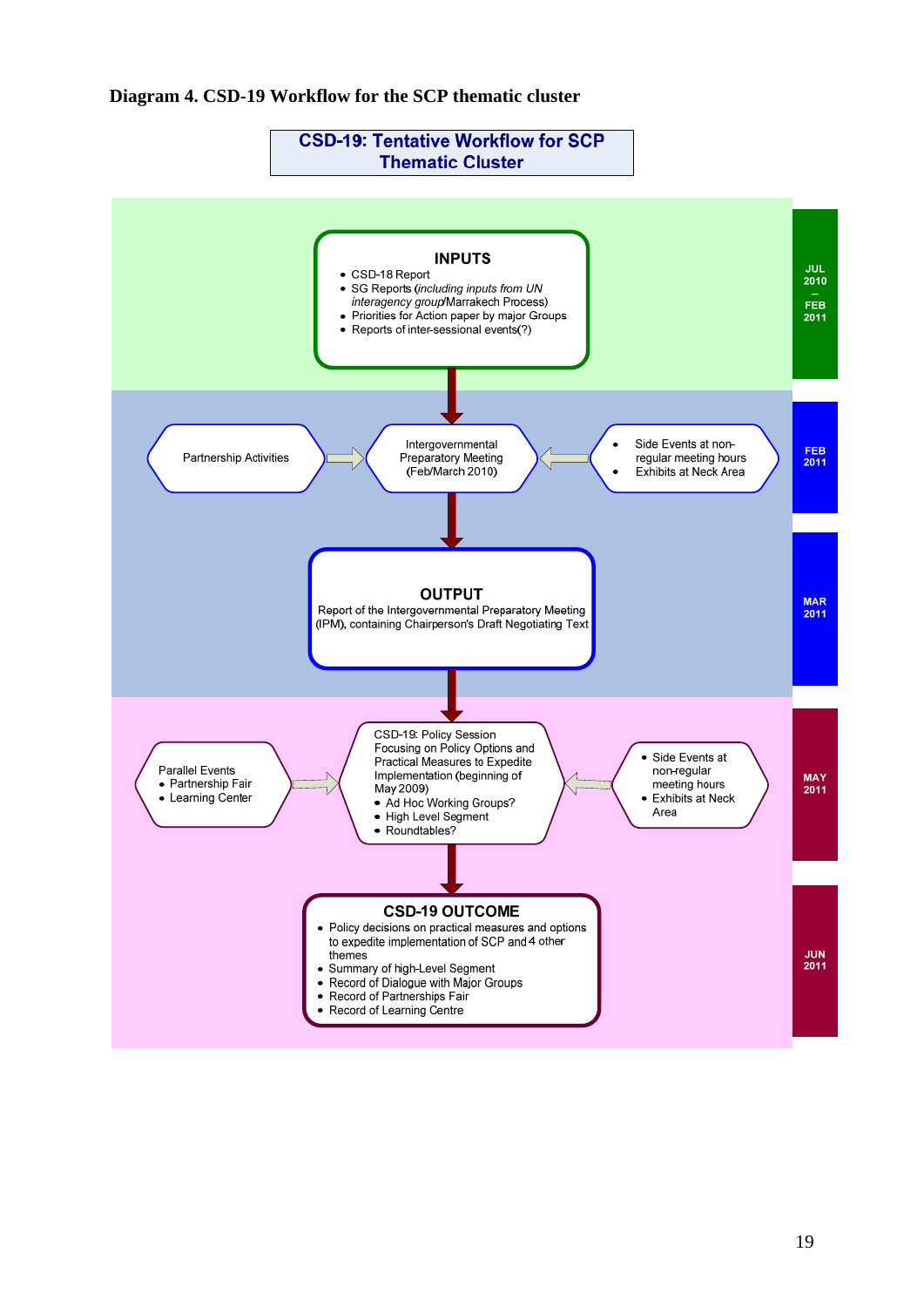**Diagram 4. CSD-19 Workflow for the SCP thematic cluster**

CSD-19: Tentative Workflow for SCP Thematic Cluster

JUL 2010 – FEB 2011

INPUTS
- CSD-18 Report
- SG Reports (*including inputs from UN interagency group*/Marrakech Process)
- Priorities for Action paper by major Groups
- Reports of inter-sessional events(?)

FEB 2011

Partnership Activities

Intergovernmental Preparatory Meeting (Feb/March 2010)

- Side Events at non-regular meeting hours
- Exhibits at Neck Area

MAR 2011

OUTPUT
Report of the Intergovernmental Preparatory Meeting (IPM), containing Chairperson's Draft Negotiating Text

MAY 2011

Parallel Events
- Partnership Fair
- Learning Center

CSD-19: Policy Session Focusing on Policy Options and Practical Measures to Expedite Implementation (beginning of May 2009)
- Ad Hoc Working Groups?
- High Level Segment
- Roundtables?

- Side Events at non-regular meeting hours
- Exhibits at Neck Area

JUN 2011

CSD-19 OUTCOME
- Policy decisions on practical measures and options to expedite implementation of SCP and 4 other themes
- Summary of high-Level Segment
- Record of Dialogue with Major Groups
- Record of Partnerships Fair
- Record of Learning Centre